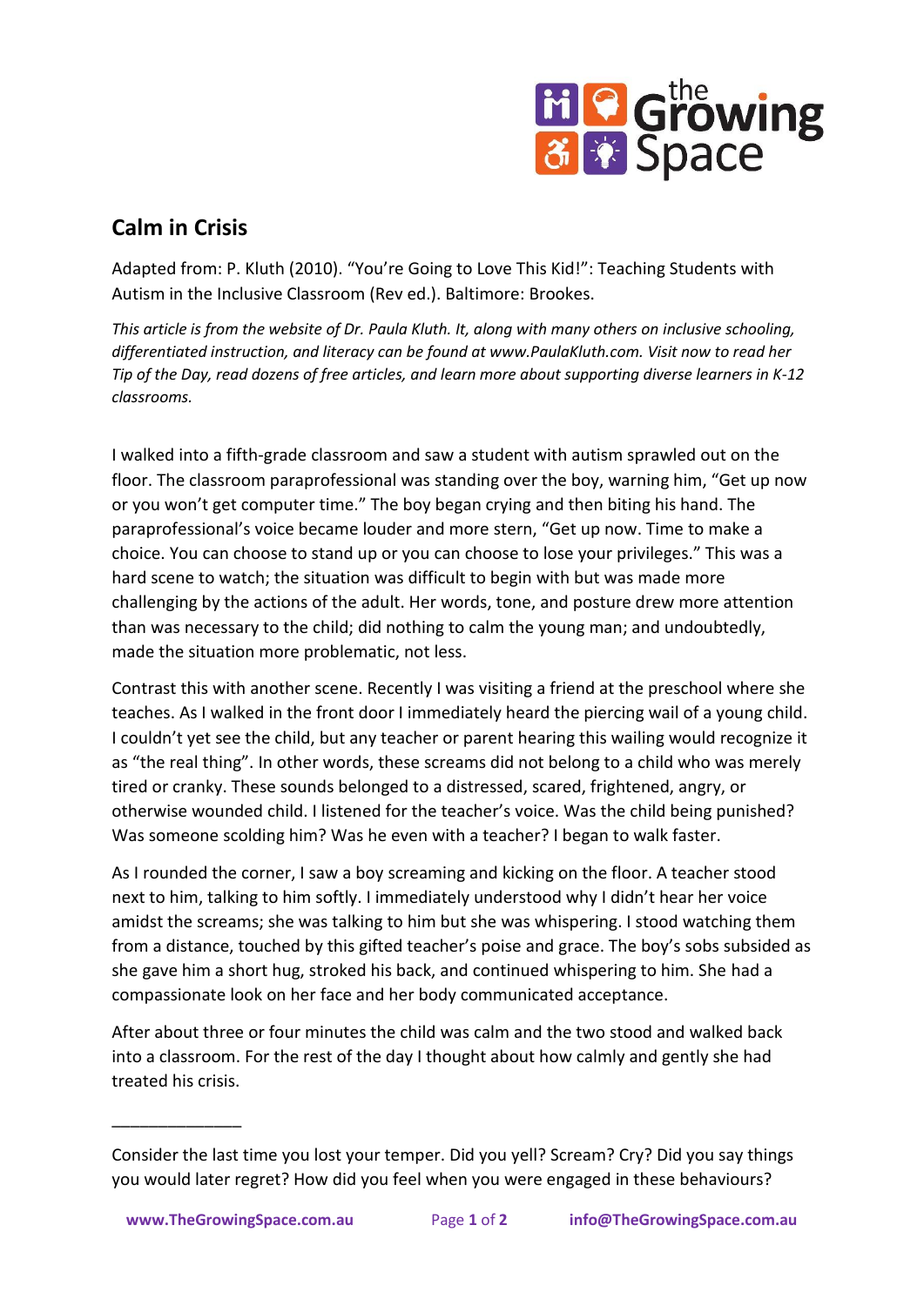## Calm in Crisis

Adapted from: P. Kluth (2010). "You're Going to Love This Kid!": Teaching Students with Autism in the Inclusive Classroom (Rev ed.). Baltimore: Brookes.

*This article is from the website of Dr. Paula Kluth. It, along with many others on inclusive schooling, differentiated instruction, and literacy can be found at www.PaulaKluth.com. Visit now to read her Tip of the Day, read dozens of free articles, and learn more about supporting diverse learners in K-12 classrooms.*

I walked into a fifth-grade classroom and saw a student with autism sprawled out on the floor. The classroom paraprofessional was standing over the boy, warning him, "Get up now or you won't get computer time." The boy began crying and then biting his hand. The paraprofessional's voice became louder and more stern, "Get up now. Time to make a choice. You can choose to stand up or you can choose to lose your privileges." This was a hard scene to watch; the situation was difficult to begin with but was made more challenging by the actions of the adult. Her words, tone, and posture drew more attention than was necessary to the child; did nothing to calm the young man; and undoubtedly, made the situation more problematic, not less.

Contrast this with another scene. Recently I was visiting a friend at the preschool where she teaches. As I walked in the front door I immediately heard the piercing wail of a young child. I couldn't yet see the child, but any teacher or parent hearing this wailing would recognize it as "the real thing". In other words, these screams did not belong to a child who was merely tired or cranky. These sounds belonged to a distressed, scared, frightened, angry, or otherwise wounded child. I listened for the teacher's voice. Was the child being punished? Was someone scolding him? Was he even with a teacher? I began to walk faster.

As I rounded the corner, I saw a boy screaming and kicking on the floor. A teacher stood next to him, talking to him softly. I immediately understood why I didn't hear her voice amidst the screams; she was talking to him but she was whispering. I stood watching them from a distance, touched by this gifted teacher's poise and grace. The boy's sobs subsided as she gave him a short hug, stroked his back, and continued whispering to him. She had a compassionate look on her face and her body communicated acceptance.

After about three or four minutes the child was calm and the two stood and walked back into a classroom. For the rest of the day I thought about how calmly and gently she had treated his crisis.

---

Consider the last time you lost your temper. Did you yell? Scream? Cry? Did you say things you would later regret? How did you feel when you were engaged in these behaviours?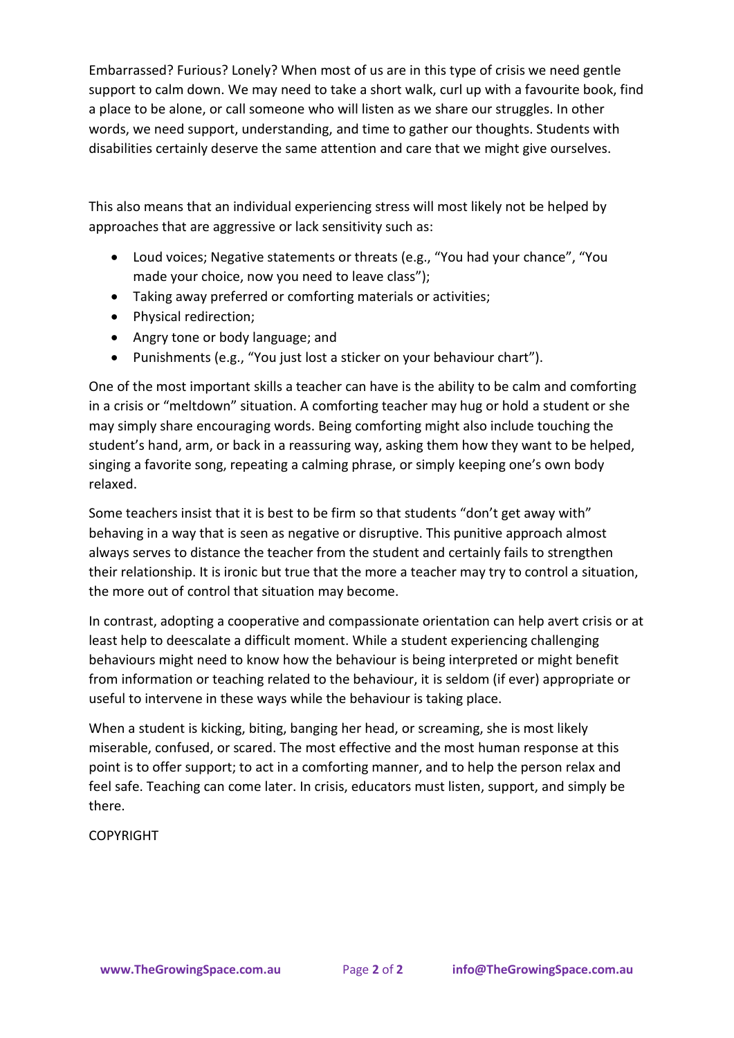Embarrassed? Furious? Lonely? When most of us are in this type of crisis we need gentle support to calm down. We may need to take a short walk, curl up with a favourite book, find a place to be alone, or call someone who will listen as we share our struggles. In other words, we need support, understanding, and time to gather our thoughts. Students with disabilities certainly deserve the same attention and care that we might give ourselves.

This also means that an individual experiencing stress will most likely not be helped by approaches that are aggressive or lack sensitivity such as:

- Loud voices; Negative statements or threats (e.g., "You had your chance", "You made your choice, now you need to leave class");
- Taking away preferred or comforting materials or activities;
- Physical redirection;
- Angry tone or body language; and
- Punishments (e.g., "You just lost a sticker on your behaviour chart").

One of the most important skills a teacher can have is the ability to be calm and comforting in a crisis or "meltdown" situation. A comforting teacher may hug or hold a student or she may simply share encouraging words. Being comforting might also include touching the student's hand, arm, or back in a reassuring way, asking them how they want to be helped, singing a favorite song, repeating a calming phrase, or simply keeping one's own body relaxed.

Some teachers insist that it is best to be firm so that students "don't get away with" behaving in a way that is seen as negative or disruptive. This punitive approach almost always serves to distance the teacher from the student and certainly fails to strengthen their relationship. It is ironic but true that the more a teacher may try to control a situation, the more out of control that situation may become.

In contrast, adopting a cooperative and compassionate orientation can help avert crisis or at least help to deescalate a difficult moment. While a student experiencing challenging behaviours might need to know how the behaviour is being interpreted or might benefit from information or teaching related to the behaviour, it is seldom (if ever) appropriate or useful to intervene in these ways while the behaviour is taking place.

When a student is kicking, biting, banging her head, or screaming, she is most likely miserable, confused, or scared. The most effective and the most human response at this point is to offer support; to act in a comforting manner, and to help the person relax and feel safe. Teaching can come later. In crisis, educators must listen, support, and simply be there.

COPYRIGHT